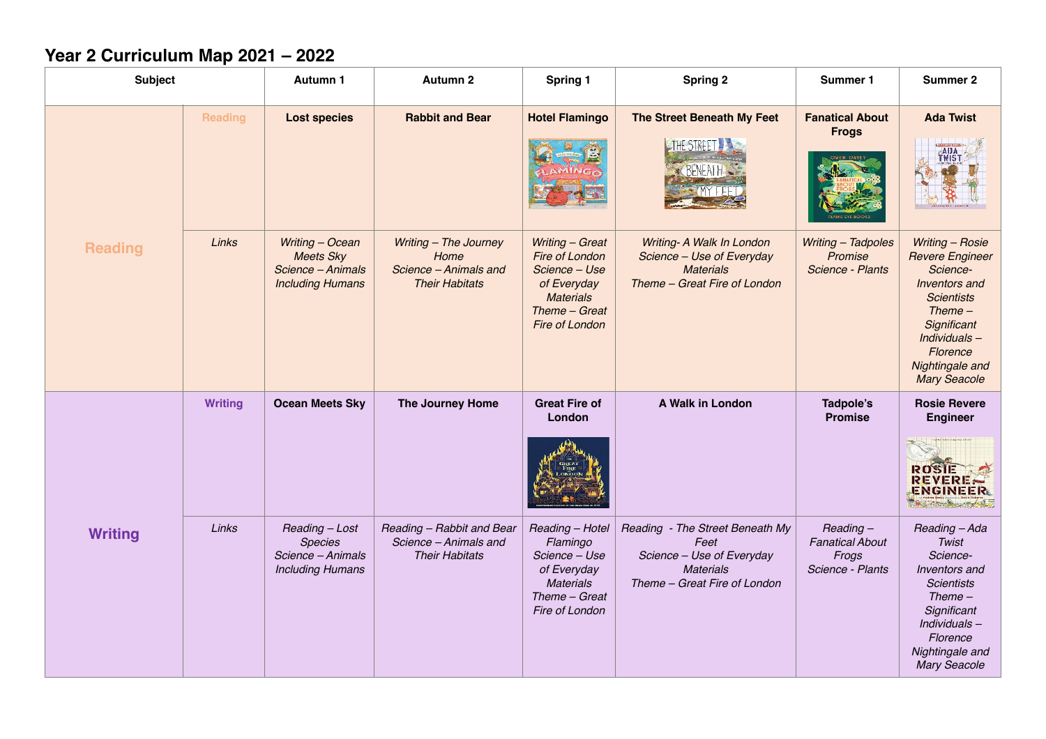# Year 2 Curriculum Map 2021 – 2022

| Subject | | Autumn 1 | Autumn 2 | Spring 1 | Spring 2 | Summer 1 | Summer 2 |
|---|---|---|---|---|---|---|---|
| **Reading** | **Reading** | **Lost species** | **Rabbit and Bear** | **Hotel Flamingo** | **The Street Beneath My Feet** | **Fanatical About Frogs** | **Ada Twist** |
| | *Links* | *Writing – Ocean Meets Sky*<br>*Science – Animals Including Humans* | *Writing – The Journey Home*<br>*Science – Animals and Their Habitats* | *Writing – Great Fire of London*<br>*Science – Use of Everyday Materials*<br>*Theme – Great Fire of London* | *Writing- A Walk In London*<br>*Science – Use of Everyday Materials*<br>*Theme – Great Fire of London* | *Writing – Tadpoles Promise*<br>*Science - Plants* | *Writing – Rosie Revere Engineer*<br>*Science- Inventors and Scientists*<br>*Theme – Significant Individuals – Florence Nightingale and Mary Seacole* |
| **Writing** | **Writing** | **Ocean Meets Sky** | **The Journey Home** | **Great Fire of London** | **A Walk in London** | **Tadpole's Promise** | **Rosie Revere Engineer** |
| | *Links* | *Reading – Lost Species*<br>*Science – Animals Including Humans* | *Reading – Rabbit and Bear*<br>*Science – Animals and Their Habitats* | *Reading – Hotel Flamingo*<br>*Science – Use of Everyday Materials*<br>*Theme – Great Fire of London* | *Reading - The Street Beneath My Feet*<br>*Science – Use of Everyday Materials*<br>*Theme – Great Fire of London* | *Reading – Fanatical About Frogs*<br>*Science - Plants* | *Reading – Ada Twist*<br>*Science- Inventors and Scientists*<br>*Theme – Significant Individuals – Florence Nightingale and Mary Seacole* |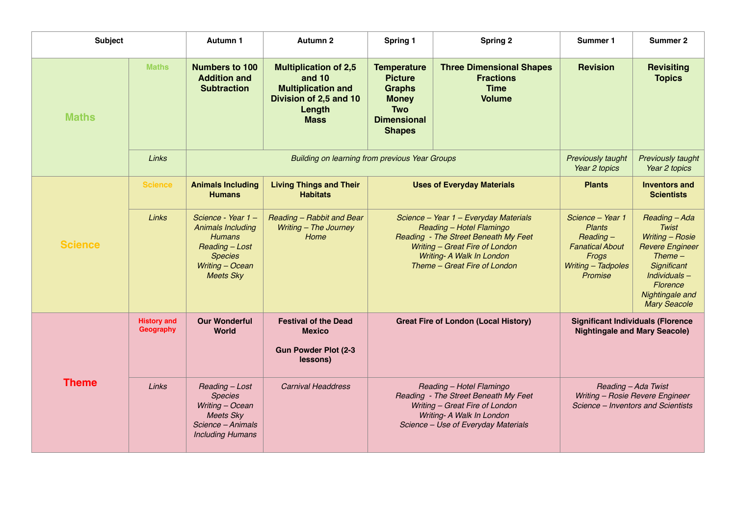| Subject | | Autumn 1 | Autumn 2 | Spring 1 | Spring 2 | Summer 1 | Summer 2 |
|---|---|---|---|---|---|---|---|
| **Maths** | **Maths** | **Numbers to 100 Addition and Subtraction** | **Multiplication of 2,5 and 10 Multiplication and Division of 2,5 and 10 Length Mass** | **Temperature Picture Graphs Money Two Dimensional Shapes** | **Three Dimensional Shapes Fractions Time Volume** | **Revision** | **Revisiting Topics** |
| | *Links* | *Building on learning from previous Year Groups* | | | | *Previously taught Year 2 topics* | *Previously taught Year 2 topics* |
| **Science** | **Science** | **Animals Including Humans** | **Living Things and Their Habitats** | **Uses of Everyday Materials** | | **Plants** | **Inventors and Scientists** |
| | *Links* | *Science - Year 1 – Animals Including Humans Reading – Lost Species Writing – Ocean Meets Sky* | *Reading – Rabbit and Bear Writing – The Journey Home* | *Science – Year 1 – Everyday Materials Reading – Hotel Flamingo Reading - The Street Beneath My Feet Writing – Great Fire of London Writing- A Walk In London Theme – Great Fire of London* | | *Science – Year 1 Plants Reading – Fanatical About Frogs Writing – Tadpoles Promise* | *Reading – Ada Twist Writing – Rosie Revere Engineer Theme – Significant Individuals – Florence Nightingale and Mary Seacole* |
| **Theme** | **History and Geography** | **Our Wonderful World** | **Festival of the Dead Mexico**<br><br>**Gun Powder Plot (2-3 lessons)** | **Great Fire of London (Local History)** | | **Significant Individuals (Florence Nightingale and Mary Seacole)** | |
| | *Links* | *Reading – Lost Species Writing – Ocean Meets Sky Science – Animals Including Humans* | *Carnival Headdress* | *Reading – Hotel Flamingo Reading - The Street Beneath My Feet Writing – Great Fire of London Writing- A Walk In London Science – Use of Everyday Materials* | | *Reading – Ada Twist Writing – Rosie Revere Engineer Science – Inventors and Scientists* | |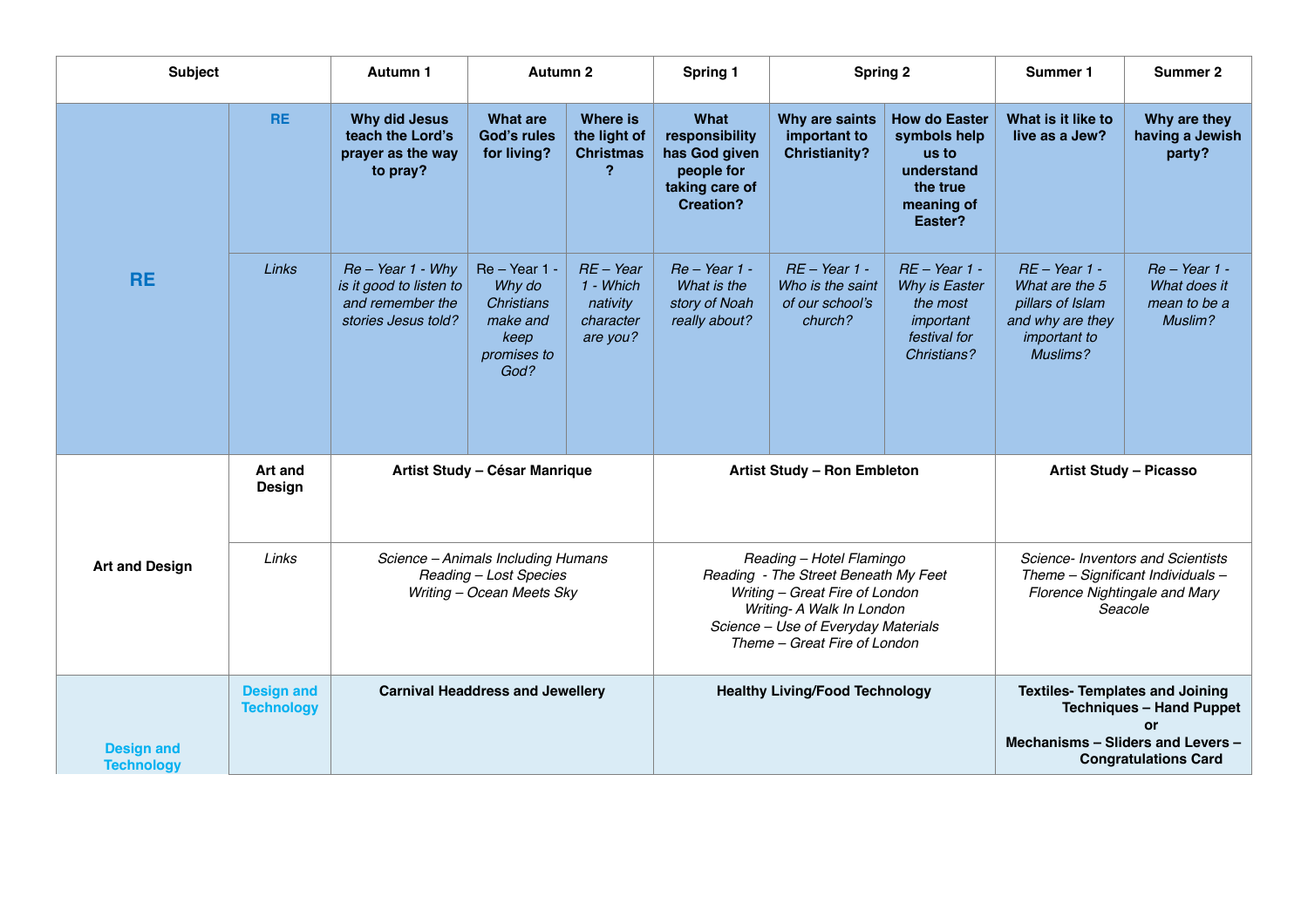| Subject | | Autumn 1 | Autumn 2 | | Spring 1 | Spring 2 | | Summer 1 | Summer 2 |
|---|---|---|---|---|---|---|---|---|---|
| **RE** | **RE** | **Why did Jesus teach the Lord's prayer as the way to pray?** | **What are God's rules for living?** | **Where is the light of Christmas ?** | **What responsibility has God given people for taking care of Creation?** | **Why are saints important to Christianity?** | **How do Easter symbols help us to understand the true meaning of Easter?** | **What is it like to live as a Jew?** | **Why are they having a Jewish party?** |
| | *Links* | *Re – Year 1 - Why is it good to listen to and remember the stories Jesus told?* | Re – Year 1 - *Why do Christians make and keep promises to God?* | *RE – Year 1 - Which nativity character are you?* | *Re – Year 1 - What is the story of Noah really about?* | *RE – Year 1 - Who is the saint of our school's church?* | *RE – Year 1 - Why is Easter the most important festival for Christians?* | *RE – Year 1 - What are the 5 pillars of Islam and why are they important to Muslims?* | *Re – Year 1 - What does it mean to be a Muslim?* |
| **Art and Design** | **Art and Design** | **Artist Study – César Manrique** | | | **Artist Study – Ron Embleton** | | | **Artist Study – Picasso** | |
| | *Links* | *Science – Animals Including Humans*<br>*Reading – Lost Species*<br>*Writing – Ocean Meets Sky* | | | *Reading – Hotel Flamingo*<br>*Reading - The Street Beneath My Feet*<br>*Writing – Great Fire of London*<br>*Writing- A Walk In London*<br>*Science – Use of Everyday Materials*<br>*Theme – Great Fire of London* | | | *Science- Inventors and Scientists*<br>*Theme – Significant Individuals – Florence Nightingale and Mary Seacole* | |
| **Design and Technology** | **Design and Technology** | **Carnival Headdress and Jewellery** | | | **Healthy Living/Food Technology** | | | **Textiles- Templates and Joining Techniques – Hand Puppet**<br>**or**<br>**Mechanisms – Sliders and Levers – Congratulations Card** | |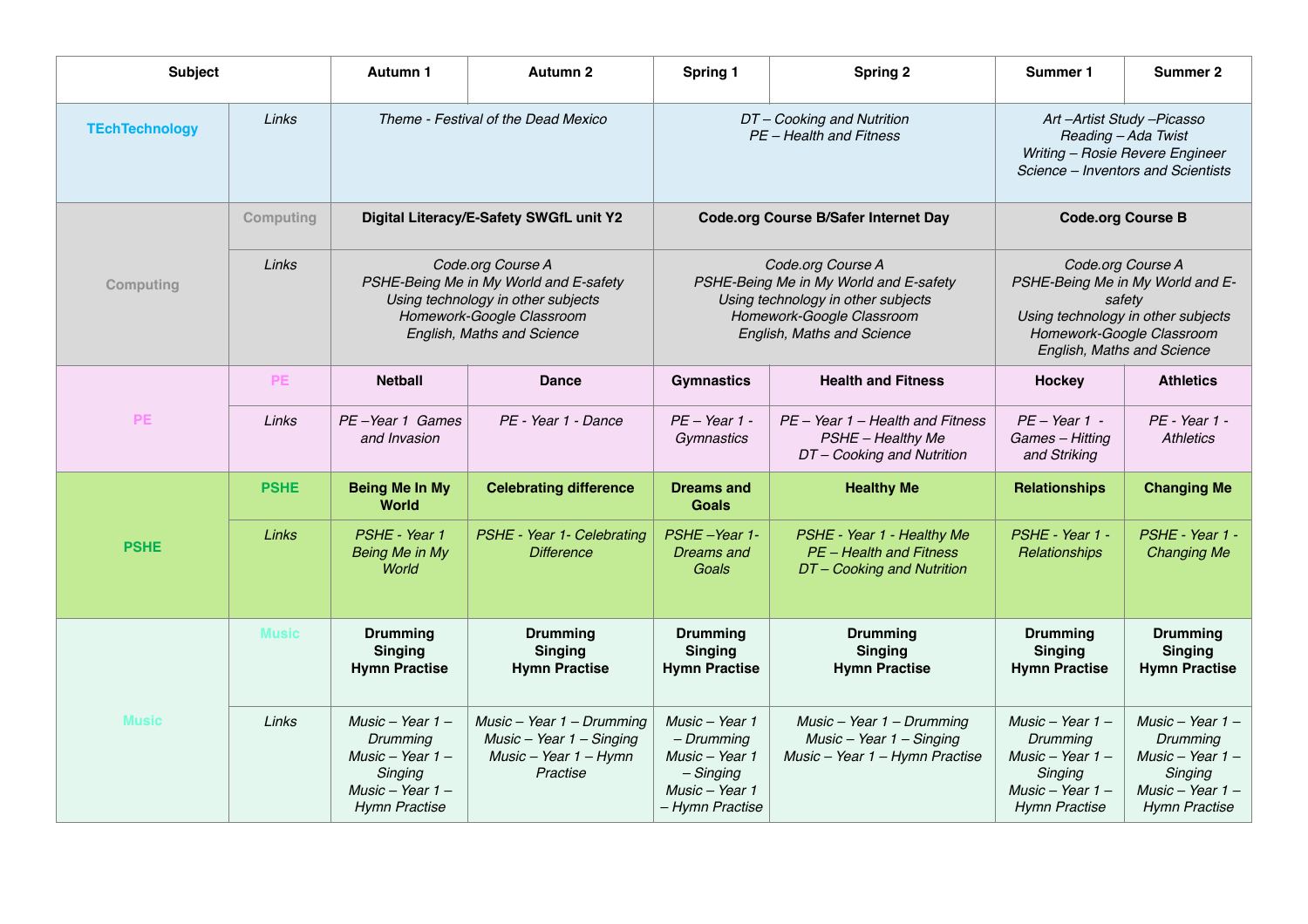| Subject | | Autumn 1 | Autumn 2 | Spring 1 | Spring 2 | Summer 1 | Summer 2 |
|---|---|---|---|---|---|---|---|
| **TEchTechnology** | *Links* | *Theme - Festival of the Dead Mexico* | | *DT – Cooking and Nutrition*<br>*PE – Health and Fitness* | | *Art –Artist Study –Picasso*<br>*Reading – Ada Twist*<br>*Writing – Rosie Revere Engineer*<br>*Science – Inventors and Scientists* | |
| **Computing** | **Computing** | **Digital Literacy/E-Safety SWGfL unit Y2** | | **Code.org Course B/Safer Internet Day** | | **Code.org Course B** | |
| | *Links* | *Code.org Course A*<br>*PSHE-Being Me in My World and E-safety*<br>*Using technology in other subjects*<br>*Homework-Google Classroom*<br>*English, Maths and Science* | | *Code.org Course A*<br>*PSHE-Being Me in My World and E-safety*<br>*Using technology in other subjects*<br>*Homework-Google Classroom*<br>*English, Maths and Science* | | *Code.org Course A*<br>*PSHE-Being Me in My World and E-safety*<br>*Using technology in other subjects*<br>*Homework-Google Classroom*<br>*English, Maths and Science* | |
| **PE** | **PE** | **Netball** | **Dance** | **Gymnastics** | **Health and Fitness** | **Hockey** | **Athletics** |
| | *Links* | *PE –Year 1 Games and Invasion* | *PE - Year 1 - Dance* | *PE – Year 1 - Gymnastics* | *PE – Year 1 – Health and Fitness*<br>*PSHE – Healthy Me*<br>*DT – Cooking and Nutrition* | *PE – Year 1 - Games – Hitting and Striking* | *PE - Year 1 - Athletics* |
| **PSHE** | **PSHE** | **Being Me In My World** | **Celebrating difference** | **Dreams and Goals** | **Healthy Me** | **Relationships** | **Changing Me** |
| | *Links* | *PSHE - Year 1 Being Me in My World* | *PSHE - Year 1- Celebrating Difference* | *PSHE –Year 1- Dreams and Goals* | *PSHE - Year 1 - Healthy Me*<br>*PE – Health and Fitness*<br>*DT – Cooking and Nutrition* | *PSHE - Year 1 - Relationships* | *PSHE - Year 1 - Changing Me* |
| **Music** | **Music** | **Drumming**<br>**Singing**<br>**Hymn Practise** | **Drumming**<br>**Singing**<br>**Hymn Practise** | **Drumming**<br>**Singing**<br>**Hymn Practise** | **Drumming**<br>**Singing**<br>**Hymn Practise** | **Drumming**<br>**Singing**<br>**Hymn Practise** | **Drumming**<br>**Singing**<br>**Hymn Practise** |
| | *Links* | *Music – Year 1 – Drumming*<br>*Music – Year 1 – Singing*<br>*Music – Year 1 – Hymn Practise* | *Music – Year 1 – Drumming*<br>*Music – Year 1 – Singing*<br>*Music – Year 1 – Hymn Practise* | *Music – Year 1 – Drumming*<br>*Music – Year 1 – Singing*<br>*Music – Year 1 – Hymn Practise* | *Music – Year 1 – Drumming*<br>*Music – Year 1 – Singing*<br>*Music – Year 1 – Hymn Practise* | *Music – Year 1 – Drumming*<br>*Music – Year 1 – Singing*<br>*Music – Year 1 – Hymn Practise* | *Music – Year 1 – Drumming*<br>*Music – Year 1 – Singing*<br>*Music – Year 1 – Hymn Practise* |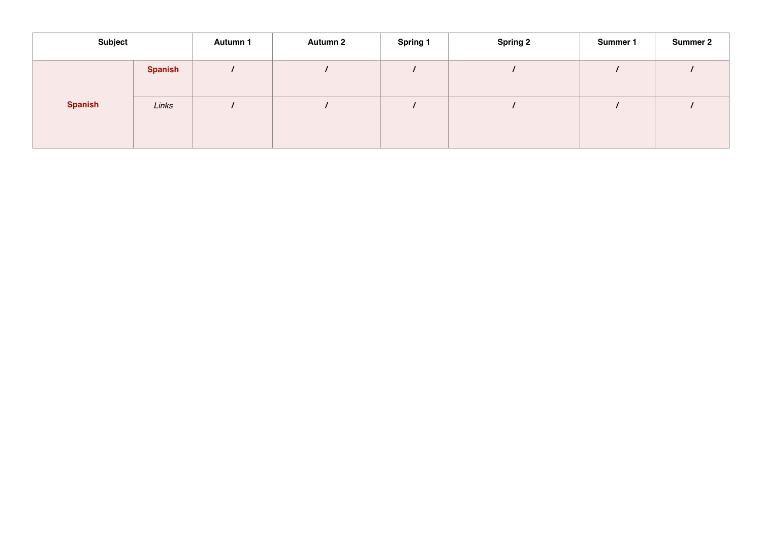| Subject | | Autumn 1 | Autumn 2 | Spring 1 | Spring 2 | Summer 1 | Summer 2 |
|---|---|---|---|---|---|---|---|
| **Spanish** | **Spanish** | / | / | / | / | / | / |
| | *Links* | / | / | / | / | / | / |